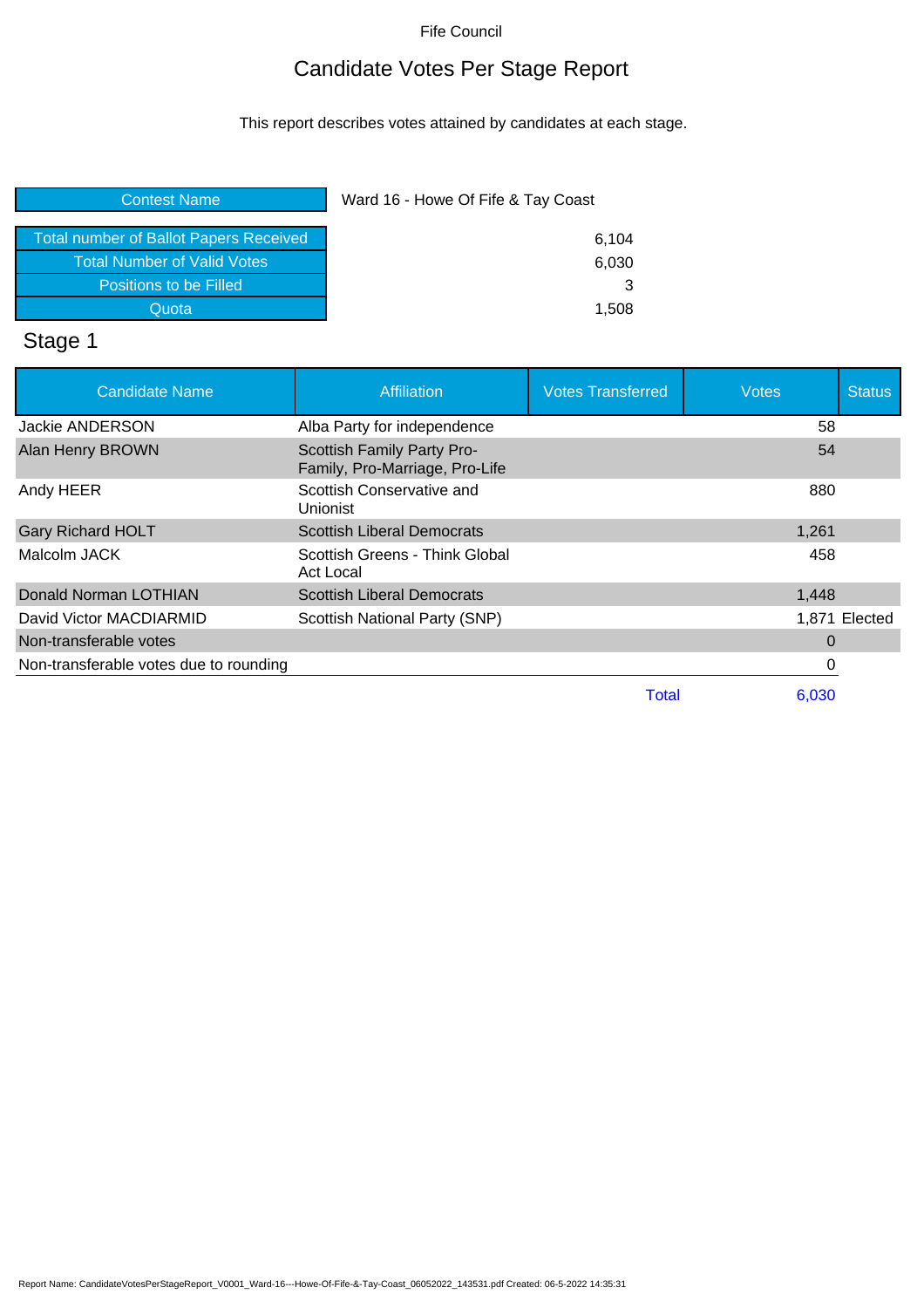Fife Council

# Candidate Votes Per Stage Report

This report describes votes attained by candidates at each stage.

| Contest Name | Ward 16 - Howe Of Fife & Tay Coast |
|---|---|
| Total number of Ballot Papers Received | 6,104 |
| Total Number of Valid Votes | 6,030 |
| Positions to be Filled | 3 |
| Quota | 1,508 |

## Stage 1

| Candidate Name | Affiliation | Votes Transferred | Votes | Status |
|---|---|---|---|---|
| Jackie ANDERSON | Alba Party for independence | | 58 | |
| Alan Henry BROWN | Scottish Family Party Pro-Family, Pro-Marriage, Pro-Life | | 54 | |
| Andy HEER | Scottish Conservative and Unionist | | 880 | |
| Gary Richard HOLT | Scottish Liberal Democrats | | 1,261 | |
| Malcolm JACK | Scottish Greens - Think Global Act Local | | 458 | |
| Donald Norman LOTHIAN | Scottish Liberal Democrats | | 1,448 | |
| David Victor MACDIARMID | Scottish National Party (SNP) | | 1,871 | Elected |
| Non-transferable votes | | | 0 | |
| Non-transferable votes due to rounding | | | 0 | |
| | | Total | 6,030 | |

Report Name: CandidateVotesPerStageReport_V0001_Ward-16---Howe-Of-Fife-&-Tay-Coast_06052022_143531.pdf Created: 06-5-2022 14:35:31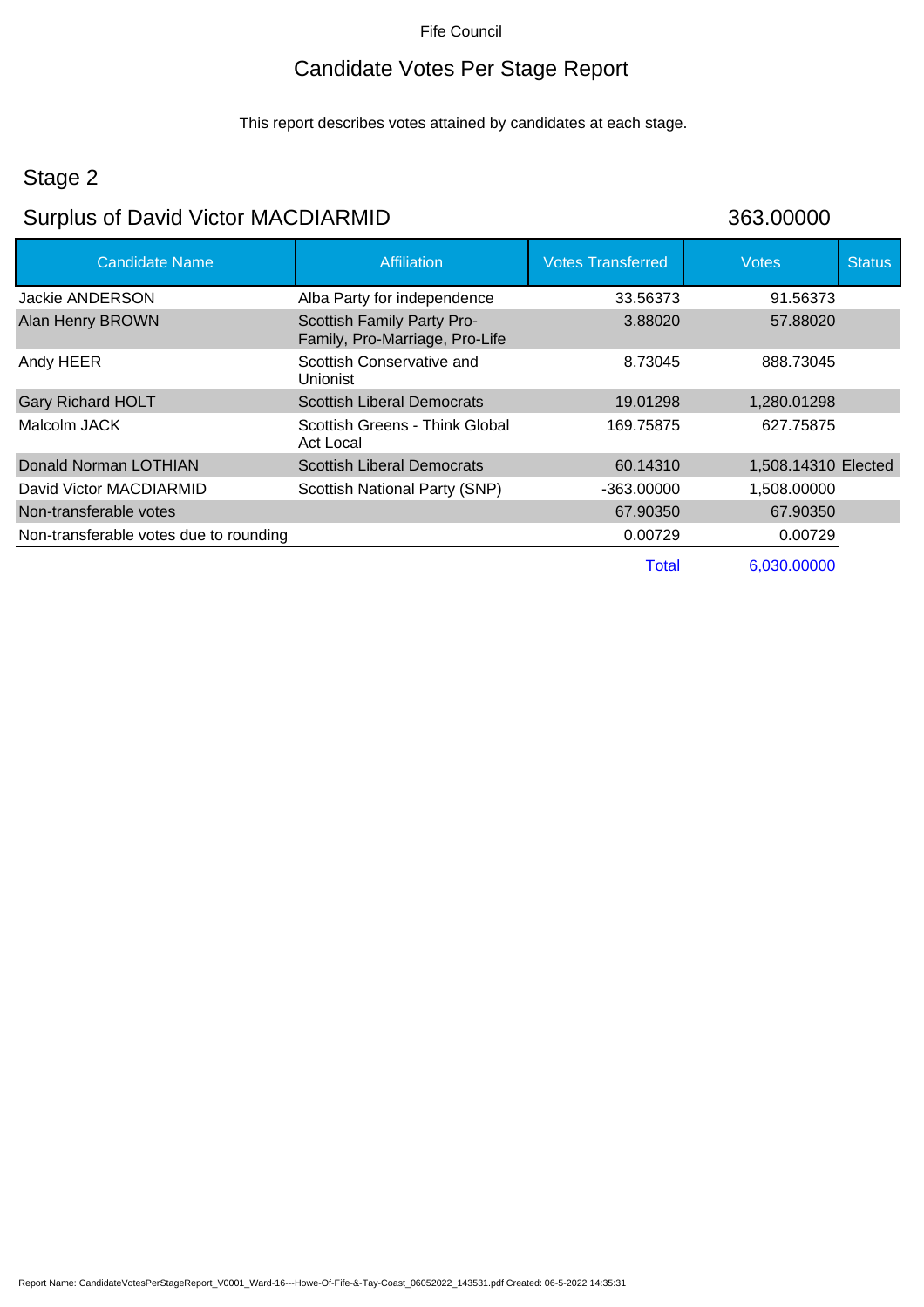Fife Council

# Candidate Votes Per Stage Report

This report describes votes attained by candidates at each stage.

## Stage 2

## Surplus of David Victor MACDIARMID 363.00000

| Candidate Name | Affiliation | Votes Transferred | Votes | Status |
|---|---|---|---|---|
| Jackie ANDERSON | Alba Party for independence | 33.56373 | 91.56373 | |
| Alan Henry BROWN | Scottish Family Party Pro-Family, Pro-Marriage, Pro-Life | 3.88020 | 57.88020 | |
| Andy HEER | Scottish Conservative and Unionist | 8.73045 | 888.73045 | |
| Gary Richard HOLT | Scottish Liberal Democrats | 19.01298 | 1,280.01298 | |
| Malcolm JACK | Scottish Greens - Think Global Act Local | 169.75875 | 627.75875 | |
| Donald Norman LOTHIAN | Scottish Liberal Democrats | 60.14310 | 1,508.14310 | Elected |
| David Victor MACDIARMID | Scottish National Party (SNP) | -363.00000 | 1,508.00000 | |
| Non-transferable votes | | 67.90350 | 67.90350 | |
| Non-transferable votes due to rounding | | 0.00729 | 0.00729 | |
| | | Total | 6,030.00000 | |

Report Name: CandidateVotesPerStageReport_V0001_Ward-16---Howe-Of-Fife-&-Tay-Coast_06052022_143531.pdf Created: 06-5-2022 14:35:31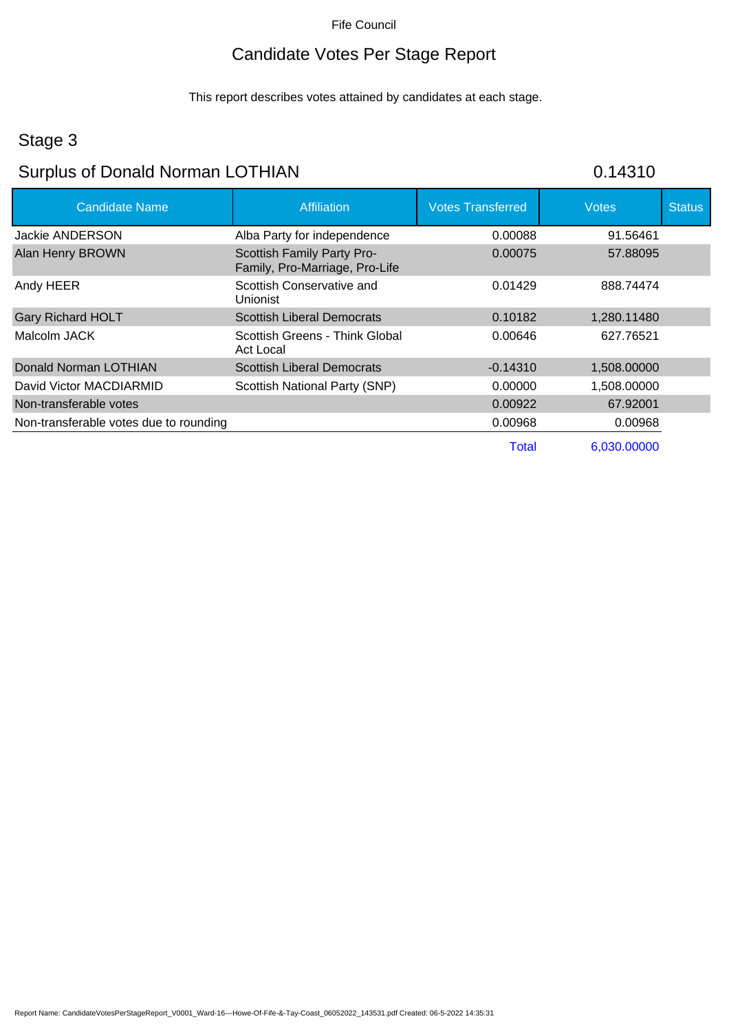Fife Council

# Candidate Votes Per Stage Report

This report describes votes attained by candidates at each stage.

## Stage 3

## Surplus of Donald Norman LOTHIAN 0.14310

| Candidate Name | Affiliation | Votes Transferred | Votes | Status |
|---|---|---|---|---|
| Jackie ANDERSON | Alba Party for independence | 0.00088 | 91.56461 | |
| Alan Henry BROWN | Scottish Family Party Pro-Family, Pro-Marriage, Pro-Life | 0.00075 | 57.88095 | |
| Andy HEER | Scottish Conservative and Unionist | 0.01429 | 888.74474 | |
| Gary Richard HOLT | Scottish Liberal Democrats | 0.10182 | 1,280.11480 | |
| Malcolm JACK | Scottish Greens - Think Global Act Local | 0.00646 | 627.76521 | |
| Donald Norman LOTHIAN | Scottish Liberal Democrats | -0.14310 | 1,508.00000 | |
| David Victor MACDIARMID | Scottish National Party (SNP) | 0.00000 | 1,508.00000 | |
| Non-transferable votes | | 0.00922 | 67.92001 | |
| Non-transferable votes due to rounding | | 0.00968 | 0.00968 | |
| | | Total | 6,030.00000 | |

Report Name: CandidateVotesPerStageReport_V0001_Ward-16---Howe-Of-Fife-&-Tay-Coast_06052022_143531.pdf Created: 06-5-2022 14:35:31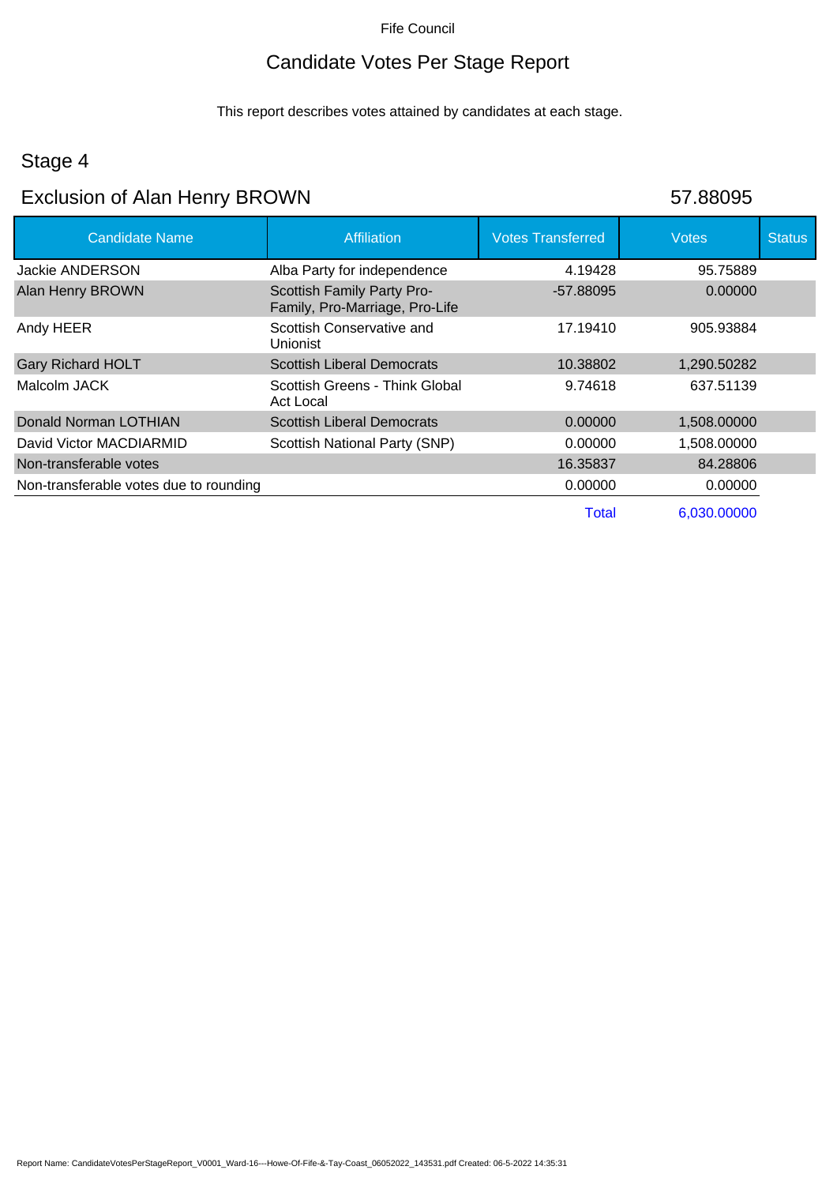Fife Council

# Candidate Votes Per Stage Report

This report describes votes attained by candidates at each stage.

## Stage 4

## Exclusion of Alan Henry BROWN 57.88095

| Candidate Name | Affiliation | Votes Transferred | Votes | Status |
|---|---|---|---|---|
| Jackie ANDERSON | Alba Party for independence | 4.19428 | 95.75889 | |
| Alan Henry BROWN | Scottish Family Party Pro-Family, Pro-Marriage, Pro-Life | -57.88095 | 0.00000 | |
| Andy HEER | Scottish Conservative and Unionist | 17.19410 | 905.93884 | |
| Gary Richard HOLT | Scottish Liberal Democrats | 10.38802 | 1,290.50282 | |
| Malcolm JACK | Scottish Greens - Think Global Act Local | 9.74618 | 637.51139 | |
| Donald Norman LOTHIAN | Scottish Liberal Democrats | 0.00000 | 1,508.00000 | |
| David Victor MACDIARMID | Scottish National Party (SNP) | 0.00000 | 1,508.00000 | |
| Non-transferable votes | | 16.35837 | 84.28806 | |
| Non-transferable votes due to rounding | | 0.00000 | 0.00000 | |
| | | Total | 6,030.00000 | |

Report Name: CandidateVotesPerStageReport_V0001_Ward-16---Howe-Of-Fife-&-Tay-Coast_06052022_143531.pdf Created: 06-5-2022 14:35:31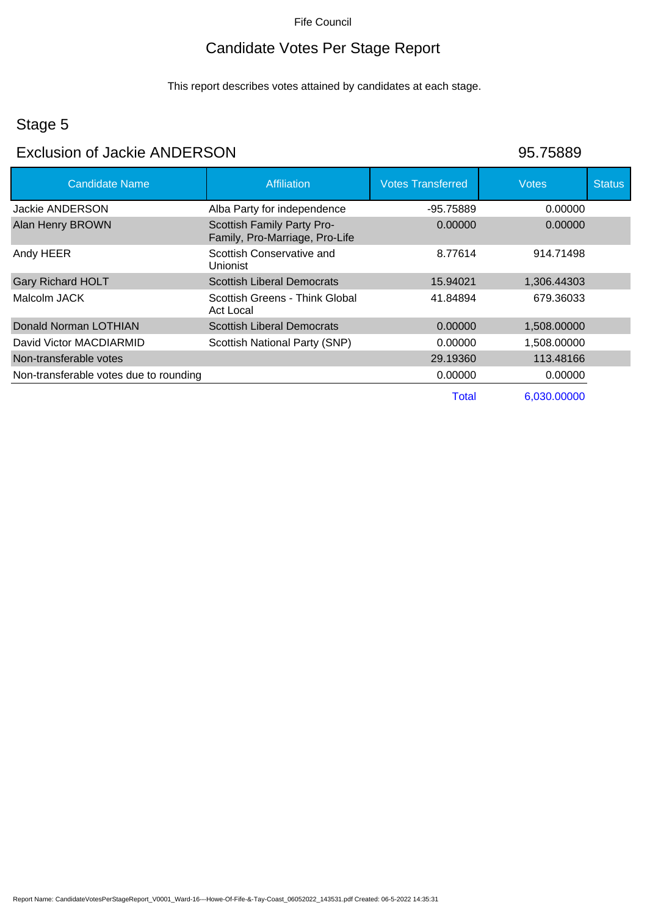Fife Council

# Candidate Votes Per Stage Report

This report describes votes attained by candidates at each stage.

## Stage 5

## Exclusion of Jackie ANDERSON

95.75889

| Candidate Name | Affiliation | Votes Transferred | Votes | Status |
|---|---|---|---|---|
| Jackie ANDERSON | Alba Party for independence | -95.75889 | 0.00000 | |
| Alan Henry BROWN | Scottish Family Party Pro-Family, Pro-Marriage, Pro-Life | 0.00000 | 0.00000 | |
| Andy HEER | Scottish Conservative and Unionist | 8.77614 | 914.71498 | |
| Gary Richard HOLT | Scottish Liberal Democrats | 15.94021 | 1,306.44303 | |
| Malcolm JACK | Scottish Greens - Think Global Act Local | 41.84894 | 679.36033 | |
| Donald Norman LOTHIAN | Scottish Liberal Democrats | 0.00000 | 1,508.00000 | |
| David Victor MACDIARMID | Scottish National Party (SNP) | 0.00000 | 1,508.00000 | |
| Non-transferable votes | | 29.19360 | 113.48166 | |
| Non-transferable votes due to rounding | | 0.00000 | 0.00000 | |
| | | Total | 6,030.00000 | |

Report Name: CandidateVotesPerStageReport_V0001_Ward-16---Howe-Of-Fife-&-Tay-Coast_06052022_143531.pdf Created: 06-5-2022 14:35:31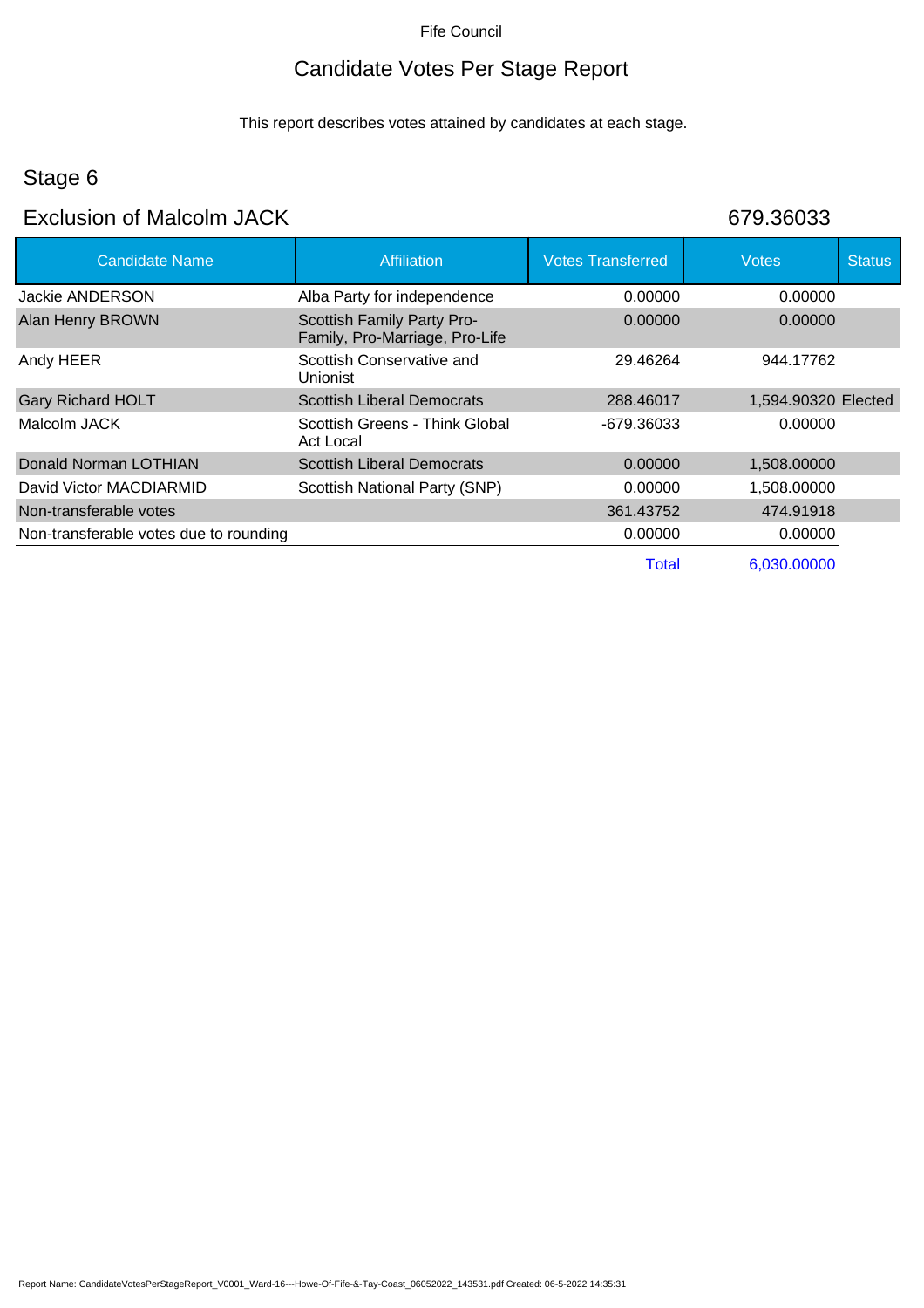Fife Council

# Candidate Votes Per Stage Report

This report describes votes attained by candidates at each stage.

## Stage 6

## Exclusion of Malcolm JACK 679.36033

| Candidate Name | Affiliation | Votes Transferred | Votes | Status |
|---|---|---|---|---|
| Jackie ANDERSON | Alba Party for independence | 0.00000 | 0.00000 | |
| Alan Henry BROWN | Scottish Family Party Pro-Family, Pro-Marriage, Pro-Life | 0.00000 | 0.00000 | |
| Andy HEER | Scottish Conservative and Unionist | 29.46264 | 944.17762 | |
| Gary Richard HOLT | Scottish Liberal Democrats | 288.46017 | 1,594.90320 | Elected |
| Malcolm JACK | Scottish Greens - Think Global Act Local | -679.36033 | 0.00000 | |
| Donald Norman LOTHIAN | Scottish Liberal Democrats | 0.00000 | 1,508.00000 | |
| David Victor MACDIARMID | Scottish National Party (SNP) | 0.00000 | 1,508.00000 | |
| Non-transferable votes | | 361.43752 | 474.91918 | |
| Non-transferable votes due to rounding | | 0.00000 | 0.00000 | |
| | | Total | 6,030.00000 | |

Report Name: CandidateVotesPerStageReport_V0001_Ward-16---Howe-Of-Fife-&-Tay-Coast_06052022_143531.pdf Created: 06-5-2022 14:35:31